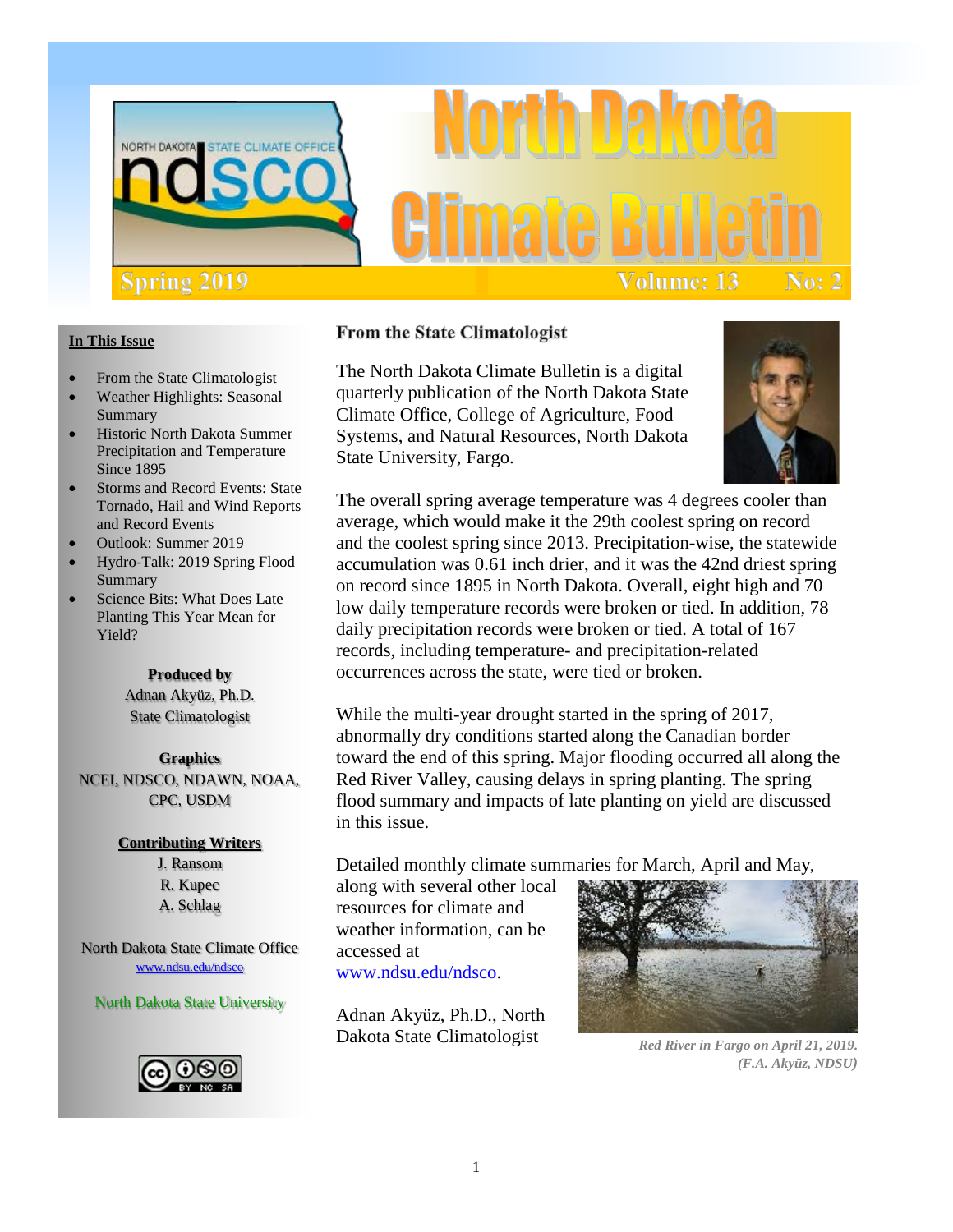# North Dakota Climate Bulletin

NORTH DAKOTA STATE CLIMATE OFFICE ndsco

Spring 2019 Volume: 13 No: 2

**In This Issue**

- From the State Climatologist
- Weather Highlights: Seasonal Summary
- Historic North Dakota Summer Precipitation and Temperature Since 1895
- Storms and Record Events: State Tornado, Hail and Wind Reports and Record Events
- Outlook: Summer 2019
- Hydro-Talk: 2019 Spring Flood Summary
- Science Bits: What Does Late Planting This Year Mean for Yield?

**Produced by**
Adnan Akyüz, Ph.D.
State Climatologist

**Graphics**
NCEI, NDSCO, NDAWN, NOAA, CPC, USDM

**Contributing Writers**
J. Ransom
R. Kupec
A. Schlag

North Dakota State Climate Office
www.ndsu.edu/ndsco

North Dakota State University

## From the State Climatologist

The North Dakota Climate Bulletin is a digital quarterly publication of the North Dakota State Climate Office, College of Agriculture, Food Systems, and Natural Resources, North Dakota State University, Fargo.

The overall spring average temperature was 4 degrees cooler than average, which would make it the 29th coolest spring on record and the coolest spring since 2013. Precipitation-wise, the statewide accumulation was 0.61 inch drier, and it was the 42nd driest spring on record since 1895 in North Dakota. Overall, eight high and 70 low daily temperature records were broken or tied. In addition, 78 daily precipitation records were broken or tied. A total of 167 records, including temperature- and precipitation-related occurrences across the state, were tied or broken.

While the multi-year drought started in the spring of 2017, abnormally dry conditions started along the Canadian border toward the end of this spring. Major flooding occurred all along the Red River Valley, causing delays in spring planting. The spring flood summary and impacts of late planting on yield are discussed in this issue.

Detailed monthly climate summaries for March, April and May, along with several other local resources for climate and weather information, can be accessed at www.ndsu.edu/ndsco.

Adnan Akyüz, Ph.D., North Dakota State Climatologist

*Red River in Fargo on April 21, 2019. (F.A. Akyüz, NDSU)*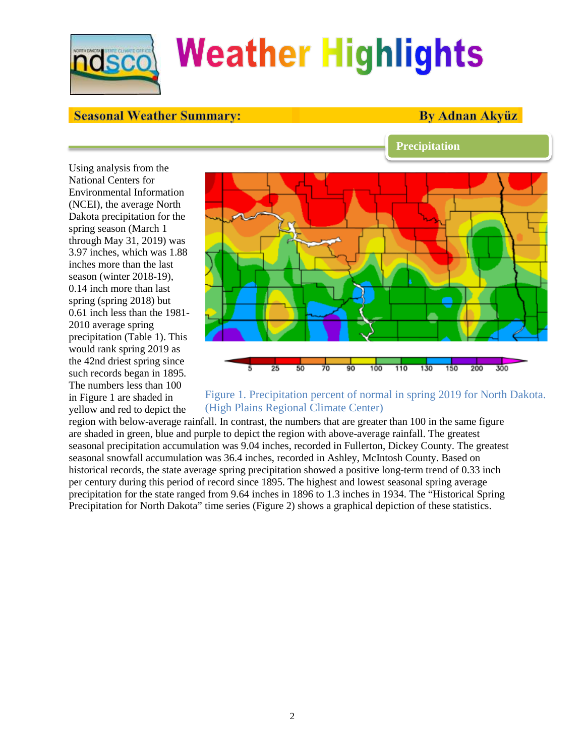# Weather Highlights

**Seasonal Weather Summary:** **By Adnan Akyüz**

## Precipitation

Using analysis from the National Centers for Environmental Information (NCEI), the average North Dakota precipitation for the spring season (March 1 through May 31, 2019) was 3.97 inches, which was 1.88 inches more than the last season (winter 2018-19), 0.14 inch more than last spring (spring 2018) but 0.61 inch less than the 1981-2010 average spring precipitation (Table 1). This would rank spring 2019 as the 42nd driest spring since such records began in 1895. The numbers less than 100 in Figure 1 are shaded in yellow and red to depict the region with below-average rainfall. In contrast, the numbers that are greater than 100 in the same figure are shaded in green, blue and purple to depict the region with above-average rainfall. The greatest seasonal precipitation accumulation was 9.04 inches, recorded in Fullerton, Dickey County. The greatest seasonal snowfall accumulation was 36.4 inches, recorded in Ashley, McIntosh County. Based on historical records, the state average spring precipitation showed a positive long-term trend of 0.33 inch per century during this period of record since 1895. The highest and lowest seasonal spring average precipitation for the state ranged from 9.64 inches in 1896 to 1.3 inches in 1934. The "Historical Spring Precipitation for North Dakota" time series (Figure 2) shows a graphical depiction of these statistics.

Figure 1. Precipitation percent of normal in spring 2019 for North Dakota. (High Plains Regional Climate Center)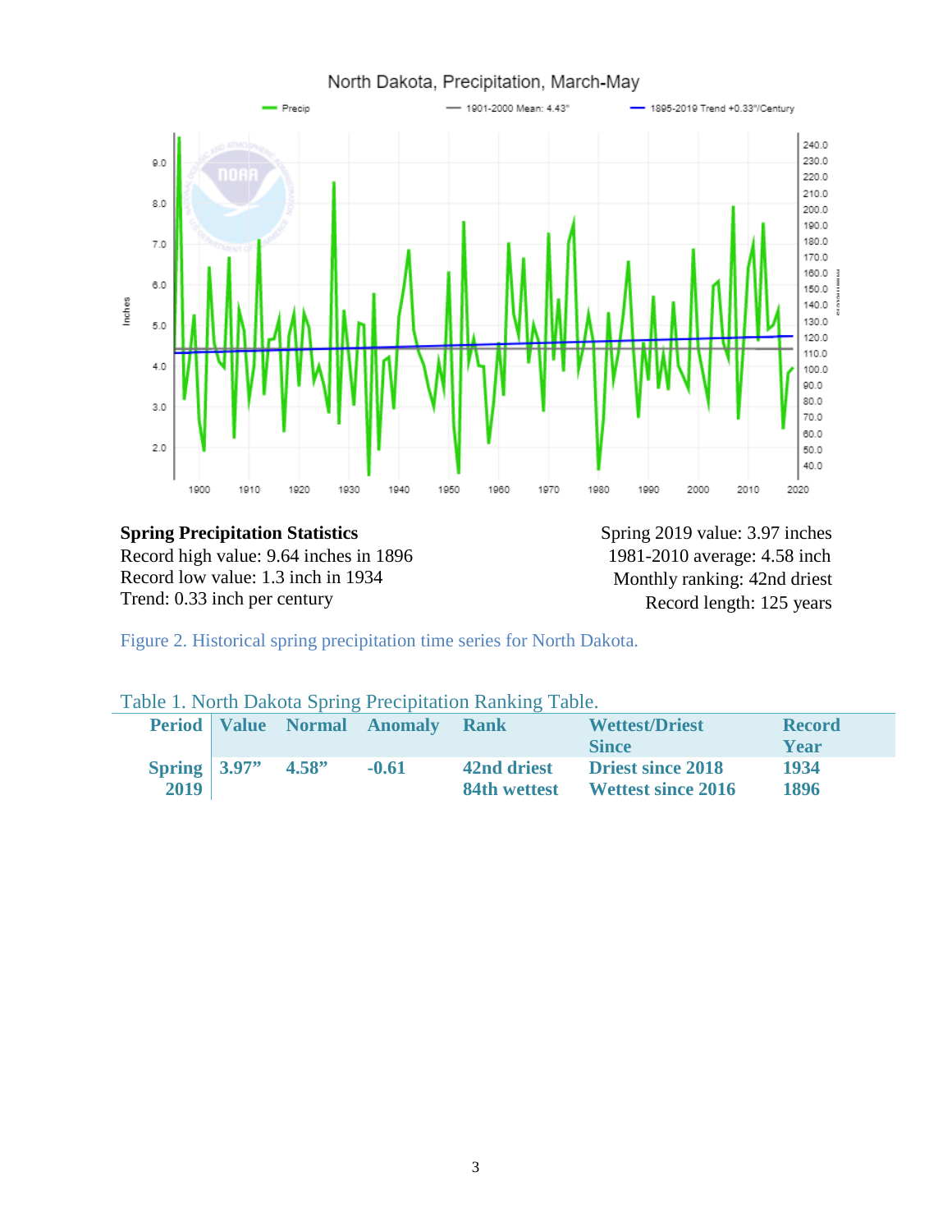**Spring Precipitation Statistics**
Record high value: 9.64 inches in 1896
Record low value: 1.3 inch in 1934
Trend: 0.33 inch per century

Spring 2019 value: 3.97 inches
1981-2010 average: 4.58 inch
Monthly ranking: 42nd driest
Record length: 125 years

Figure 2. Historical spring precipitation time series for North Dakota.

Table 1. North Dakota Spring Precipitation Ranking Table.

| Period | Value | Normal | Anomaly | Rank | Wettest/Driest Since | Record Year |
|---|---|---|---|---|---|---|
| Spring 2019 | 3.97” | 4.58” | -0.61 | 42nd driest<br>84th wettest | Driest since 2018<br>Wettest since 2016 | 1934<br>1896 |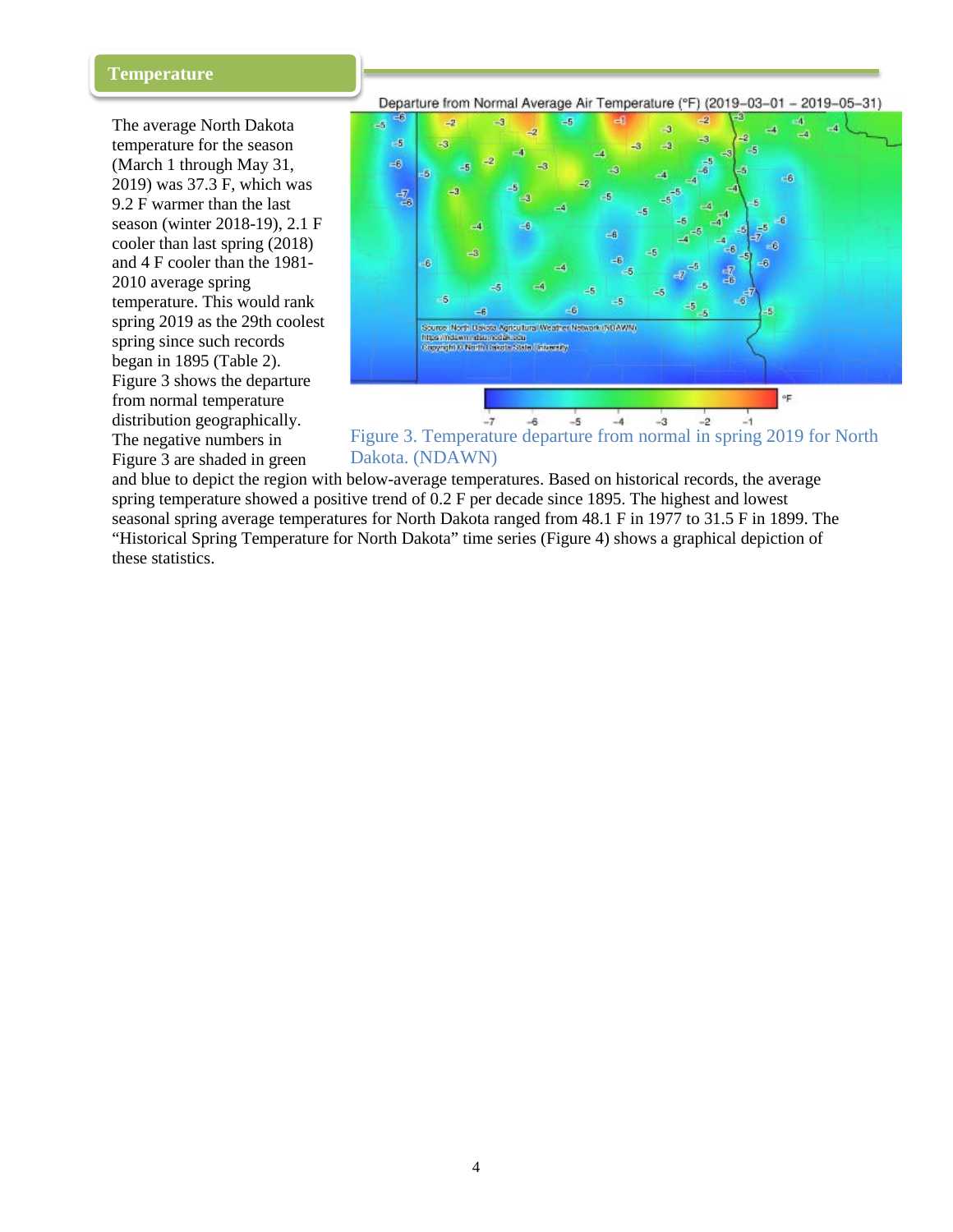## Temperature

The average North Dakota temperature for the season (March 1 through May 31, 2019) was 37.3 F, which was 9.2 F warmer than the last season (winter 2018-19), 2.1 F cooler than last spring (2018) and 4 F cooler than the 1981-2010 average spring temperature. This would rank spring 2019 as the 29th coolest spring since such records began in 1895 (Table 2). Figure 3 shows the departure from normal temperature distribution geographically. The negative numbers in Figure 3 are shaded in green and blue to depict the region with below-average temperatures. Based on historical records, the average spring temperature showed a positive trend of 0.2 F per decade since 1895. The highest and lowest seasonal spring average temperatures for North Dakota ranged from 48.1 F in 1977 to 31.5 F in 1899. The "Historical Spring Temperature for North Dakota" time series (Figure 4) shows a graphical depiction of these statistics.

Figure 3. Temperature departure from normal in spring 2019 for North Dakota. (NDAWN)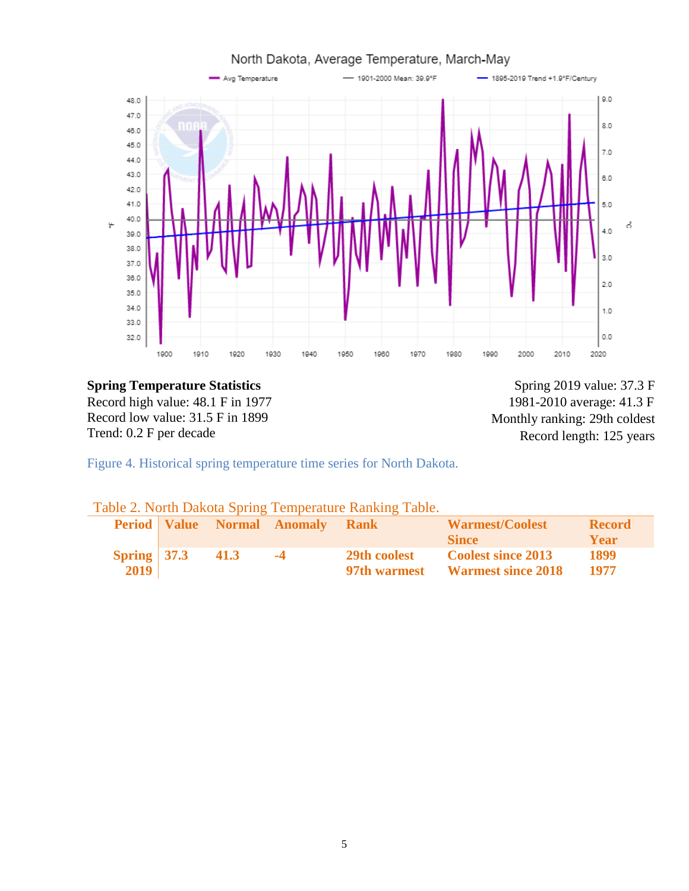**Spring Temperature Statistics**
Record high value: 48.1 F in 1977
Record low value: 31.5 F in 1899
Trend: 0.2 F per decade

Spring 2019 value: 37.3 F
1981-2010 average: 41.3 F
Monthly ranking: 29th coldest
Record length: 125 years

Figure 4. Historical spring temperature time series for North Dakota.

Table 2. North Dakota Spring Temperature Ranking Table.

| Period | Value | Normal | Anomaly | Rank | Warmest/Coolest Since | Record Year |
|---|---|---|---|---|---|---|
| Spring 2019 | 37.3 | 41.3 | -4 | 29th coolest<br>97th warmest | Coolest since 2013<br>Warmest since 2018 | 1899<br>1977 |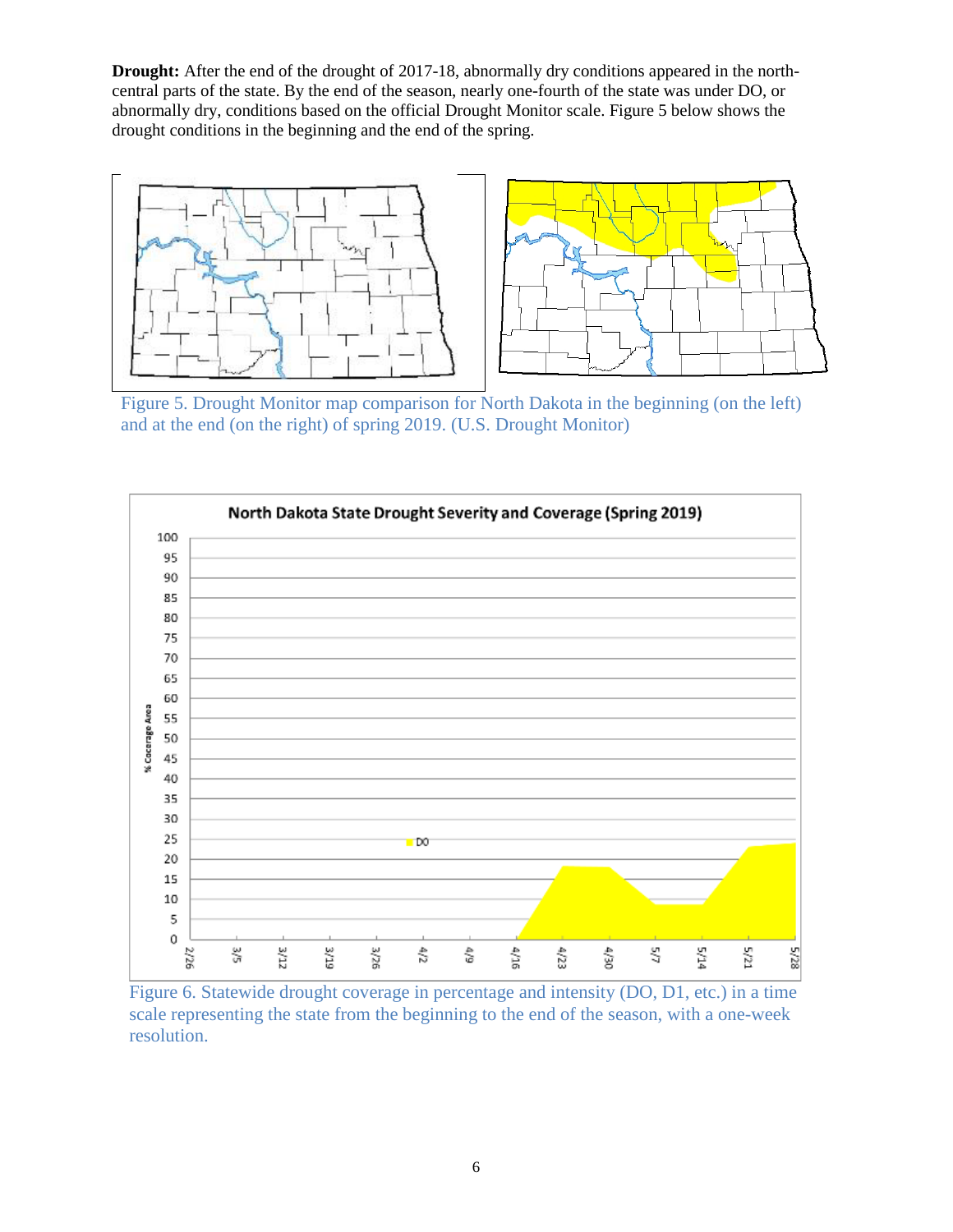**Drought:** After the end of the drought of 2017-18, abnormally dry conditions appeared in the north-central parts of the state. By the end of the season, nearly one-fourth of the state was under DO, or abnormally dry, conditions based on the official Drought Monitor scale. Figure 5 below shows the drought conditions in the beginning and the end of the spring.

Figure 5. Drought Monitor map comparison for North Dakota in the beginning (on the left) and at the end (on the right) of spring 2019. (U.S. Drought Monitor)

Figure 6. Statewide drought coverage in percentage and intensity (DO, D1, etc.) in a time scale representing the state from the beginning to the end of the season, with a one-week resolution.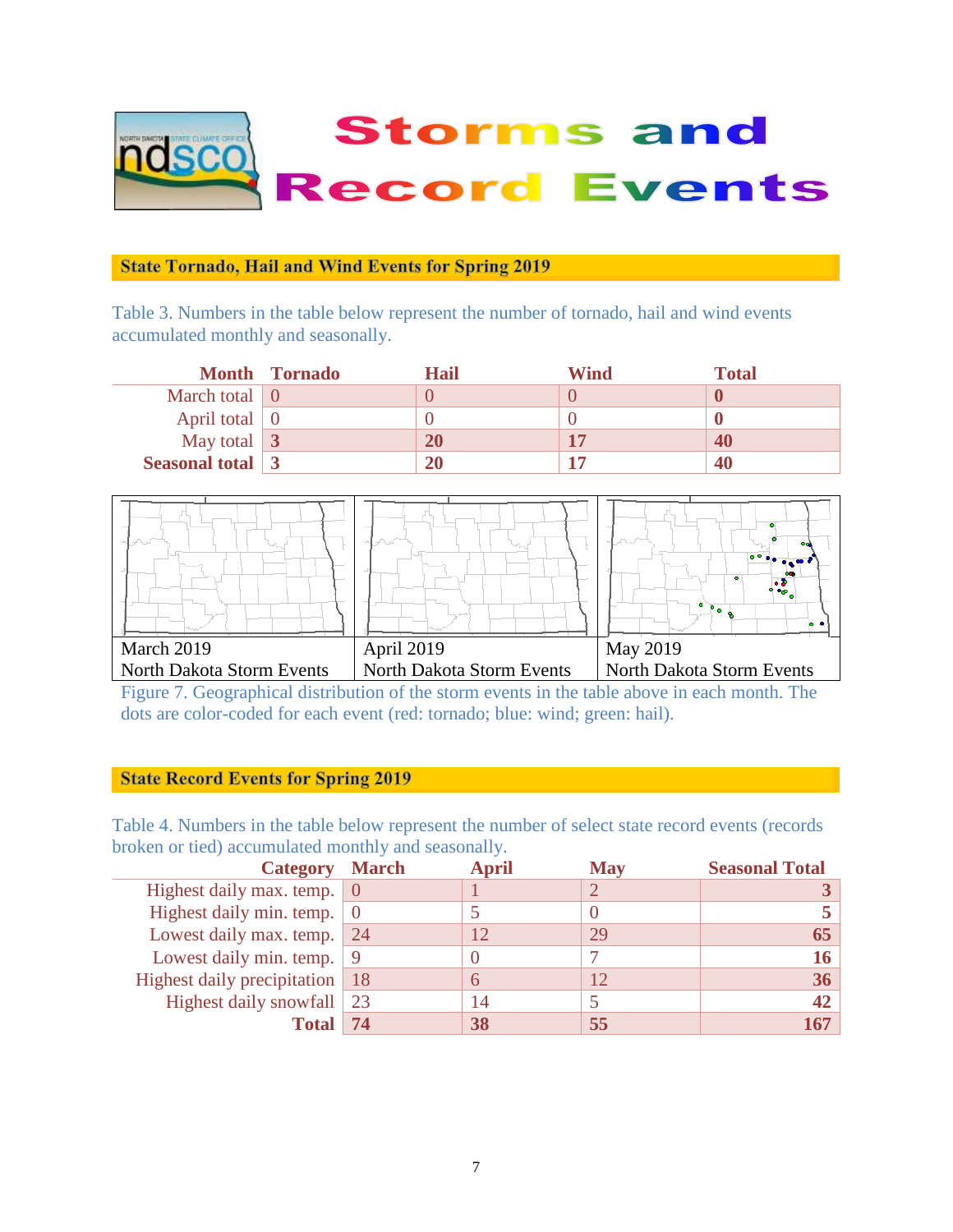# Storms and Record Events

## State Tornado, Hail and Wind Events for Spring 2019

Table 3. Numbers in the table below represent the number of tornado, hail and wind events accumulated monthly and seasonally.

| Month | Tornado | Hail | Wind | Total |
|---|---|---|---|---|
| March total | 0 | 0 | 0 | **0** |
| April total | 0 | 0 | 0 | **0** |
| May total | **3** | **20** | **17** | **40** |
| **Seasonal total** | **3** | **20** | **17** | **40** |

| March 2019 North Dakota Storm Events | April 2019 North Dakota Storm Events | May 2019 North Dakota Storm Events |
|---|---|---|

Figure 7. Geographical distribution of the storm events in the table above in each month. The dots are color-coded for each event (red: tornado; blue: wind; green: hail).

## State Record Events for Spring 2019

Table 4. Numbers in the table below represent the number of select state record events (records broken or tied) accumulated monthly and seasonally.

| Category | March | April | May | Seasonal Total |
|---|---|---|---|---|
| Highest daily max. temp. | 0 | 1 | 2 | **3** |
| Highest daily min. temp. | 0 | 5 | 0 | **5** |
| Lowest daily max. temp. | 24 | 12 | 29 | **65** |
| Lowest daily min. temp. | 9 | 0 | 7 | **16** |
| Highest daily precipitation | 18 | 6 | 12 | **36** |
| Highest daily snowfall | 23 | 14 | 5 | **42** |
| **Total** | **74** | **38** | **55** | **167** |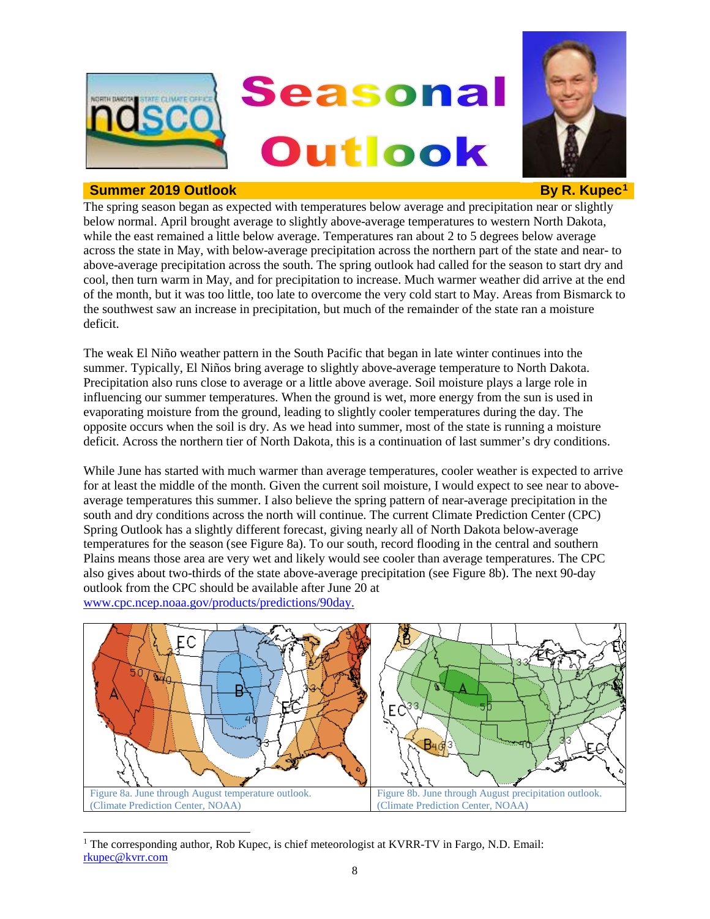# Seasonal Outlook

## Summer 2019 Outlook

**By R. Kupec[1]**

The spring season began as expected with temperatures below average and precipitation near or slightly below normal. April brought average to slightly above-average temperatures to western North Dakota, while the east remained a little below average. Temperatures ran about 2 to 5 degrees below average across the state in May, with below-average precipitation across the northern part of the state and near- to above-average precipitation across the south. The spring outlook had called for the season to start dry and cool, then turn warm in May, and for precipitation to increase. Much warmer weather did arrive at the end of the month, but it was too little, too late to overcome the very cold start to May. Areas from Bismarck to the southwest saw an increase in precipitation, but much of the remainder of the state ran a moisture deficit.

The weak El Niño weather pattern in the South Pacific that began in late winter continues into the summer. Typically, El Niños bring average to slightly above-average temperature to North Dakota. Precipitation also runs close to average or a little above average. Soil moisture plays a large role in influencing our summer temperatures. When the ground is wet, more energy from the sun is used in evaporating moisture from the ground, leading to slightly cooler temperatures during the day. The opposite occurs when the soil is dry. As we head into summer, most of the state is running a moisture deficit. Across the northern tier of North Dakota, this is a continuation of last summer's dry conditions.

While June has started with much warmer than average temperatures, cooler weather is expected to arrive for at least the middle of the month. Given the current soil moisture, I would expect to see near to above-average temperatures this summer. I also believe the spring pattern of near-average precipitation in the south and dry conditions across the north will continue. The current Climate Prediction Center (CPC) Spring Outlook has a slightly different forecast, giving nearly all of North Dakota below-average temperatures for the season (see Figure 8a). To our south, record flooding in the central and southern Plains means those area are very wet and likely would see cooler than average temperatures. The CPC also gives about two-thirds of the state above-average precipitation (see Figure 8b). The next 90-day outlook from the CPC should be available after June 20 at www.cpc.ncep.noaa.gov/products/predictions/90day.

Figure 8a. June through August temperature outlook. (Climate Prediction Center, NOAA)

Figure 8b. June through August precipitation outlook. (Climate Prediction Center, NOAA)

[1] The corresponding author, Rob Kupec, is chief meteorologist at KVRR-TV in Fargo, N.D. Email: rkupec@kvrr.com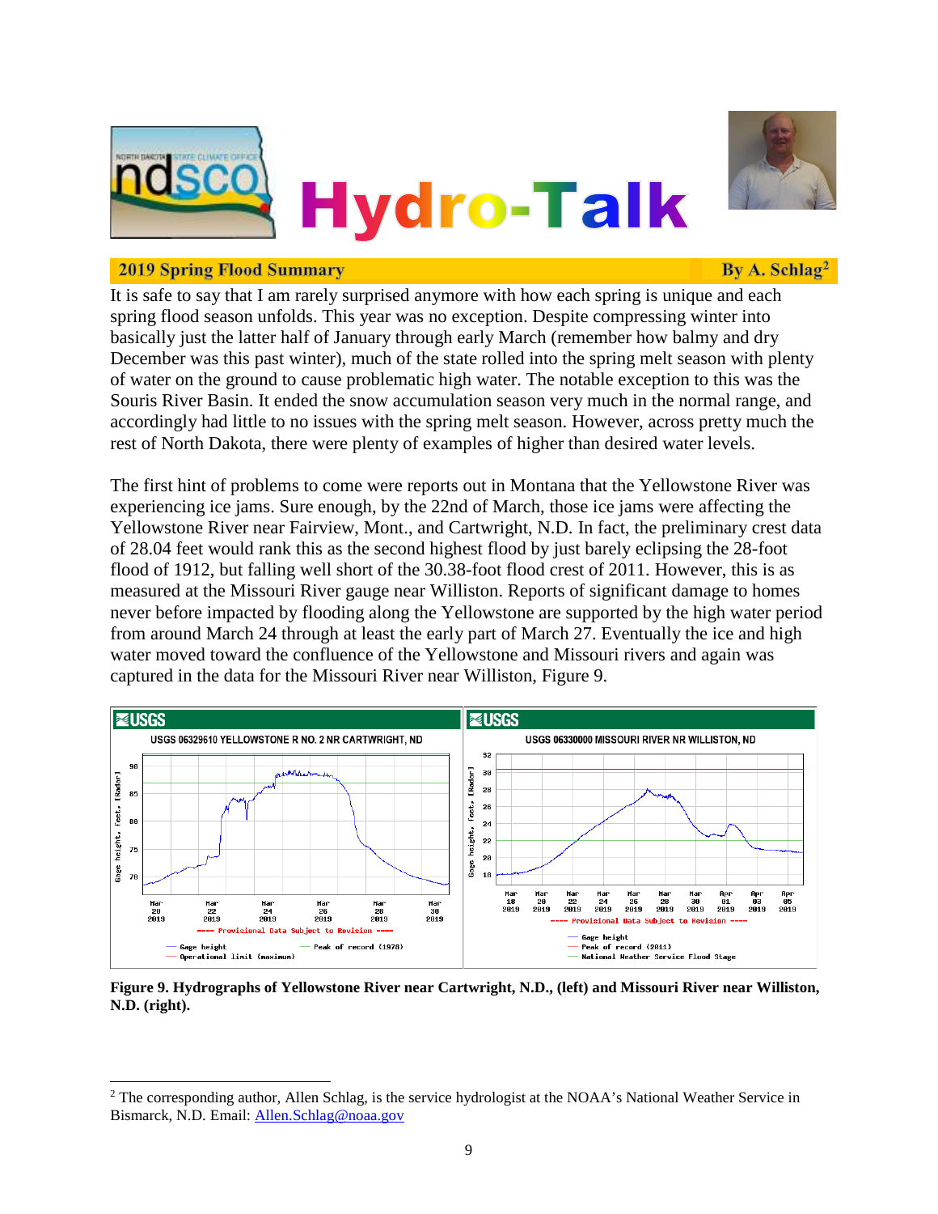# Hydro-Talk

## 2019 Spring Flood Summary

**By A. Schlag[2]**

It is safe to say that I am rarely surprised anymore with how each spring is unique and each spring flood season unfolds. This year was no exception. Despite compressing winter into basically just the latter half of January through early March (remember how balmy and dry December was this past winter), much of the state rolled into the spring melt season with plenty of water on the ground to cause problematic high water. The notable exception to this was the Souris River Basin. It ended the snow accumulation season very much in the normal range, and accordingly had little to no issues with the spring melt season. However, across pretty much the rest of North Dakota, there were plenty of examples of higher than desired water levels.

The first hint of problems to come were reports out in Montana that the Yellowstone River was experiencing ice jams. Sure enough, by the 22nd of March, those ice jams were affecting the Yellowstone River near Fairview, Mont., and Cartwright, N.D. In fact, the preliminary crest data of 28.04 feet would rank this as the second highest flood by just barely eclipsing the 28-foot flood of 1912, but falling well short of the 30.38-foot flood crest of 2011. However, this is as measured at the Missouri River gauge near Williston. Reports of significant damage to homes never before impacted by flooding along the Yellowstone are supported by the high water period from around March 24 through at least the early part of March 27. Eventually the ice and high water moved toward the confluence of the Yellowstone and Missouri rivers and again was captured in the data for the Missouri River near Williston, Figure 9.

**Figure 9. Hydrographs of Yellowstone River near Cartwright, N.D., (left) and Missouri River near Williston, N.D. (right).**

---

[2] The corresponding author, Allen Schlag, is the service hydrologist at the NOAA's National Weather Service in Bismarck, N.D. Email: Allen.Schlag@noaa.gov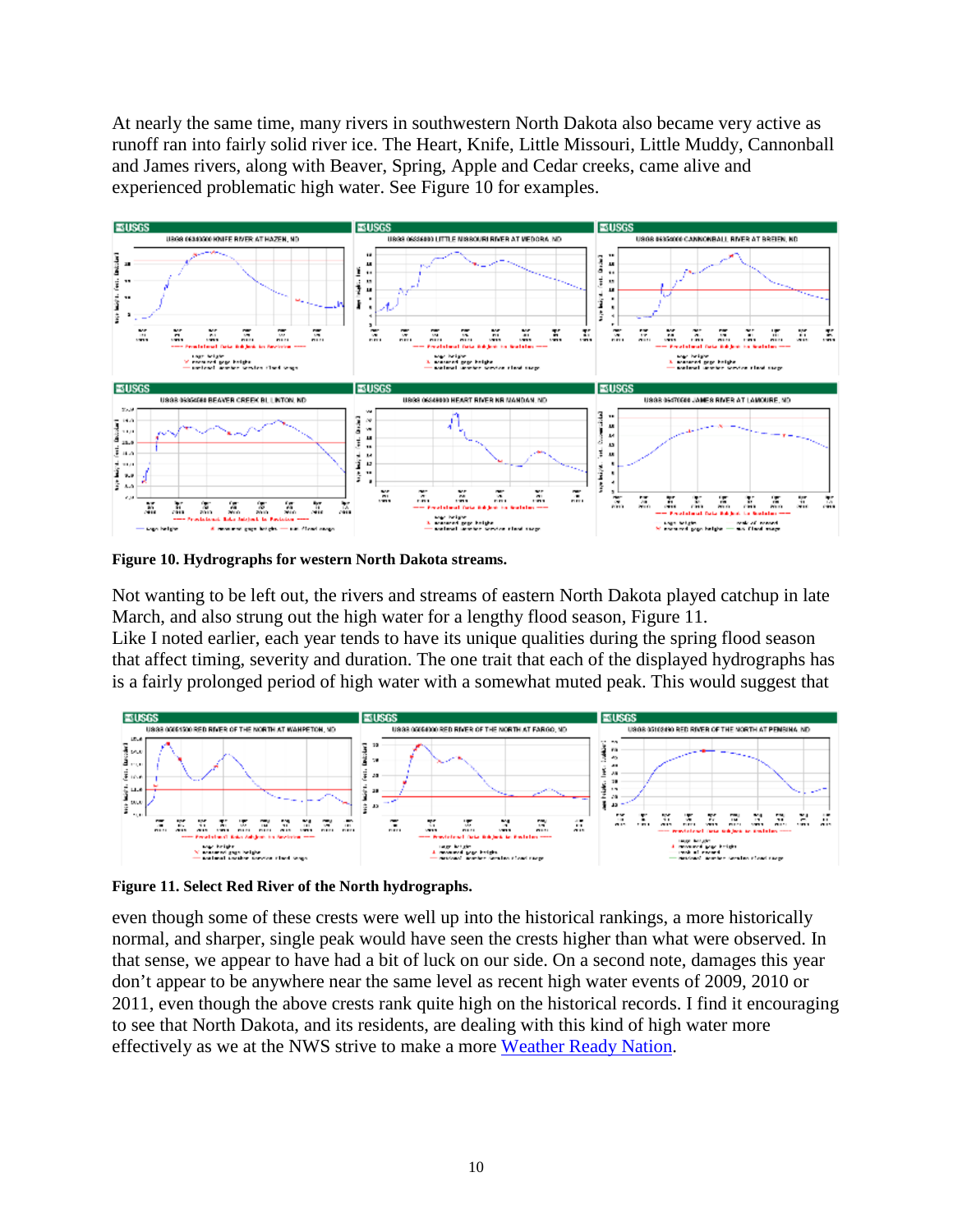At nearly the same time, many rivers in southwestern North Dakota also became very active as runoff ran into fairly solid river ice. The Heart, Knife, Little Missouri, Little Muddy, Cannonball and James rivers, along with Beaver, Spring, Apple and Cedar creeks, came alive and experienced problematic high water. See Figure 10 for examples.

**Figure 10. Hydrographs for western North Dakota streams.**

Not wanting to be left out, the rivers and streams of eastern North Dakota played catchup in late March, and also strung out the high water for a lengthy flood season, Figure 11.
Like I noted earlier, each year tends to have its unique qualities during the spring flood season that affect timing, severity and duration. The one trait that each of the displayed hydrographs has is a fairly prolonged period of high water with a somewhat muted peak. This would suggest that

**Figure 11. Select Red River of the North hydrographs.**

even though some of these crests were well up into the historical rankings, a more historically normal, and sharper, single peak would have seen the crests higher than what were observed. In that sense, we appear to have had a bit of luck on our side. On a second note, damages this year don't appear to be anywhere near the same level as recent high water events of 2009, 2010 or 2011, even though the above crests rank quite high on the historical records. I find it encouraging to see that North Dakota, and its residents, are dealing with this kind of high water more effectively as we at the NWS strive to make a more Weather Ready Nation.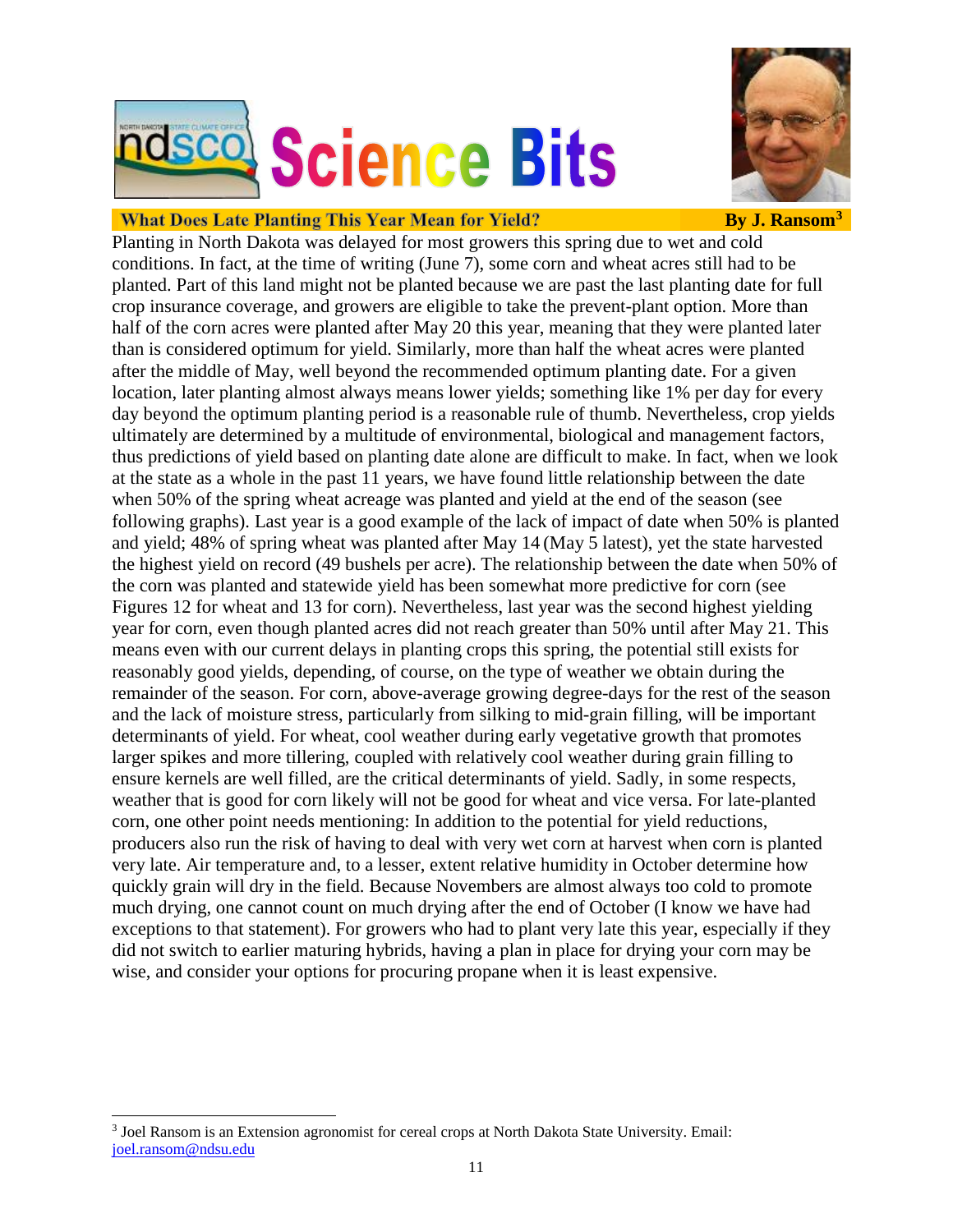## What Does Late Planting This Year Mean for Yield?

**By J. Ransom[3]**

Planting in North Dakota was delayed for most growers this spring due to wet and cold conditions. In fact, at the time of writing (June 7), some corn and wheat acres still had to be planted. Part of this land might not be planted because we are past the last planting date for full crop insurance coverage, and growers are eligible to take the prevent-plant option. More than half of the corn acres were planted after May 20 this year, meaning that they were planted later than is considered optimum for yield. Similarly, more than half the wheat acres were planted after the middle of May, well beyond the recommended optimum planting date. For a given location, later planting almost always means lower yields; something like 1% per day for every day beyond the optimum planting period is a reasonable rule of thumb. Nevertheless, crop yields ultimately are determined by a multitude of environmental, biological and management factors, thus predictions of yield based on planting date alone are difficult to make. In fact, when we look at the state as a whole in the past 11 years, we have found little relationship between the date when 50% of the spring wheat acreage was planted and yield at the end of the season (see following graphs). Last year is a good example of the lack of impact of date when 50% is planted and yield; 48% of spring wheat was planted after May 14 (May 5 latest), yet the state harvested the highest yield on record (49 bushels per acre). The relationship between the date when 50% of the corn was planted and statewide yield has been somewhat more predictive for corn (see Figures 12 for wheat and 13 for corn). Nevertheless, last year was the second highest yielding year for corn, even though planted acres did not reach greater than 50% until after May 21. This means even with our current delays in planting crops this spring, the potential still exists for reasonably good yields, depending, of course, on the type of weather we obtain during the remainder of the season. For corn, above-average growing degree-days for the rest of the season and the lack of moisture stress, particularly from silking to mid-grain filling, will be important determinants of yield. For wheat, cool weather during early vegetative growth that promotes larger spikes and more tillering, coupled with relatively cool weather during grain filling to ensure kernels are well filled, are the critical determinants of yield. Sadly, in some respects, weather that is good for corn likely will not be good for wheat and vice versa. For late-planted corn, one other point needs mentioning: In addition to the potential for yield reductions, producers also run the risk of having to deal with very wet corn at harvest when corn is planted very late. Air temperature and, to a lesser, extent relative humidity in October determine how quickly grain will dry in the field. Because Novembers are almost always too cold to promote much drying, one cannot count on much drying after the end of October (I know we have had exceptions to that statement). For growers who had to plant very late this year, especially if they did not switch to earlier maturing hybrids, having a plan in place for drying your corn may be wise, and consider your options for procuring propane when it is least expensive.

---

[3] Joel Ransom is an Extension agronomist for cereal crops at North Dakota State University. Email: joel.ransom@ndsu.edu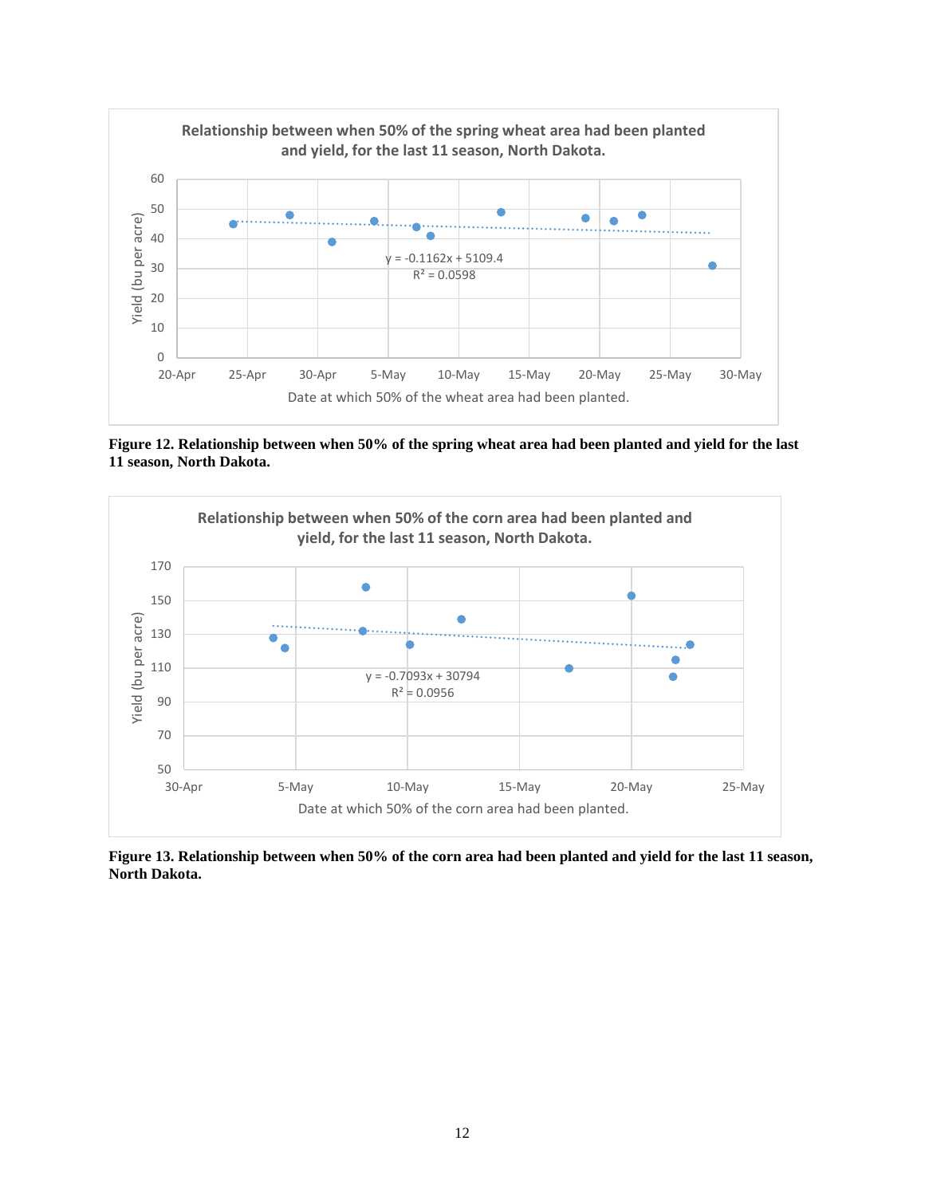**Figure 12. Relationship between when 50% of the spring wheat area had been planted and yield for the last 11 season, North Dakota.**

**Figure 13. Relationship between when 50% of the corn area had been planted and yield for the last 11 season, North Dakota.**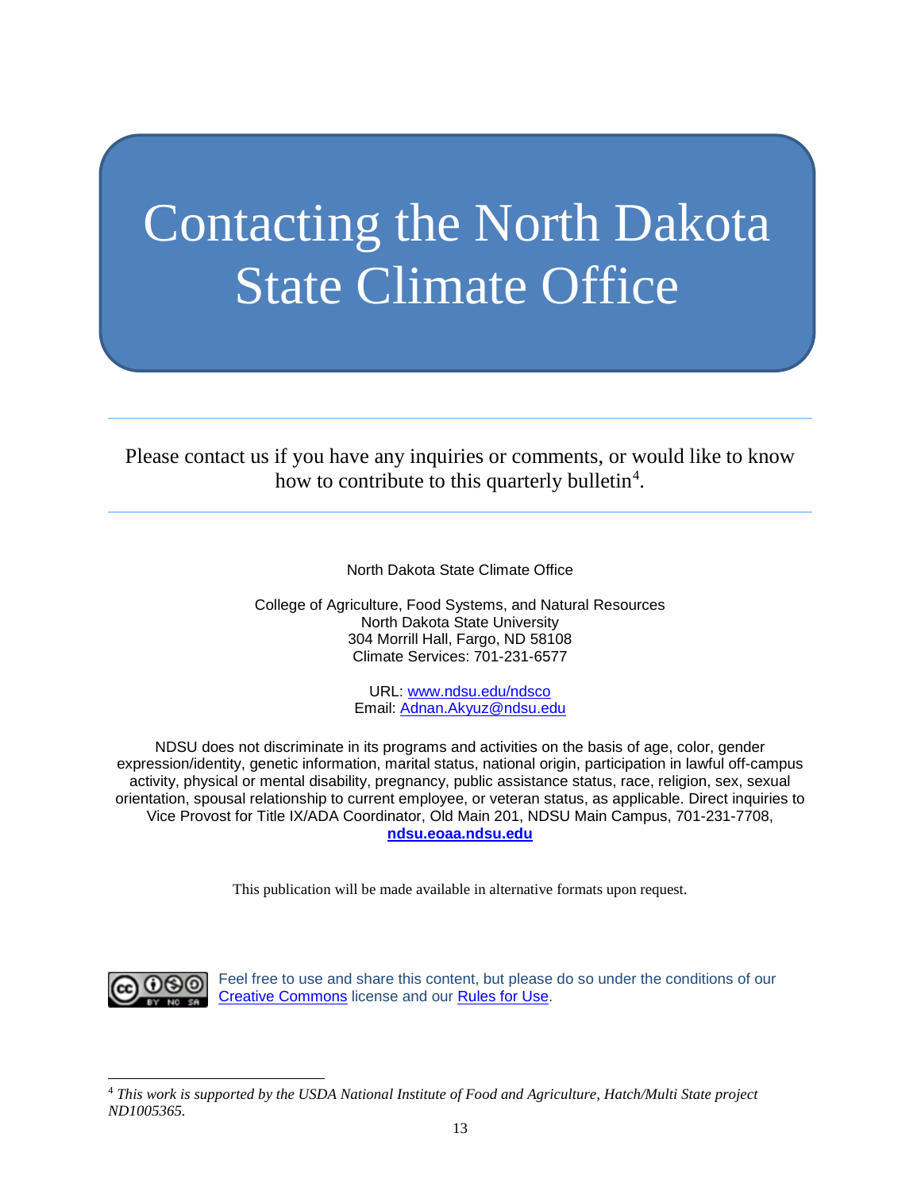# Contacting the North Dakota State Climate Office

Please contact us if you have any inquiries or comments, or would like to know how to contribute to this quarterly bulletin[4].

North Dakota State Climate Office

College of Agriculture, Food Systems, and Natural Resources
North Dakota State University
304 Morrill Hall, Fargo, ND 58108
Climate Services: 701-231-6577

URL: [www.ndsu.edu/ndsco](www.ndsu.edu/ndsco)
Email: [Adnan.Akyuz@ndsu.edu](mailto:Adnan.Akyuz@ndsu.edu)

NDSU does not discriminate in its programs and activities on the basis of age, color, gender expression/identity, genetic information, marital status, national origin, participation in lawful off-campus activity, physical or mental disability, pregnancy, public assistance status, race, religion, sex, sexual orientation, spousal relationship to current employee, or veteran status, as applicable. Direct inquiries to Vice Provost for Title IX/ADA Coordinator, Old Main 201, NDSU Main Campus, 701-231-7708, **[ndsu.eoaa.ndsu.edu](ndsu.eoaa.ndsu.edu)**

This publication will be made available in alternative formats upon request.

Feel free to use and share this content, but please do so under the conditions of our [Creative Commons]() license and our [Rules for Use]().

[4] *This work is supported by the USDA National Institute of Food and Agriculture, Hatch/Multi State project ND1005365.*